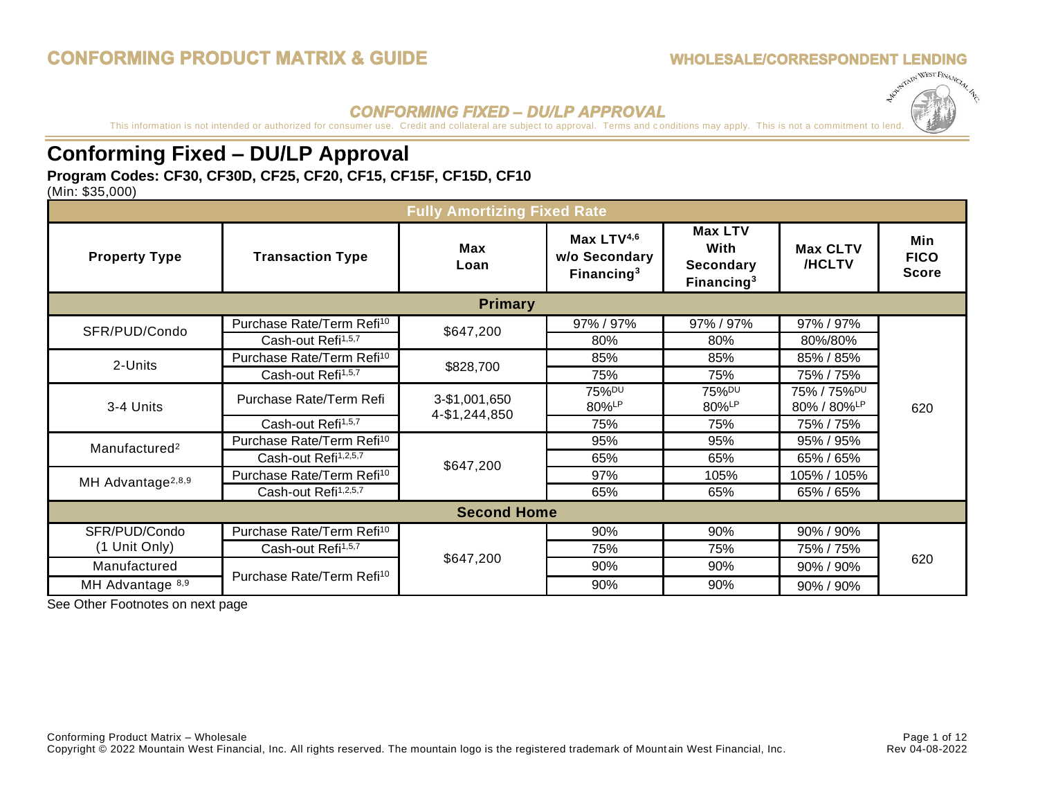## CONFORMING FIXED – DU/LP APPROVAL

This information is not intended or authorized for consumer use. Credit and collateral are subject to approval. Terms and conditions may apply. This is not a commitment to lend.

# Conforming Fixed – DU/LP Approval

**Program Codes: CF30, CF30D, CF25, CF20, CF15, CF15F, CF15D, CF10**

(Min: $35,000)

| Fully Amortizing Fixed Rate | | | | | | |
|---|---|---|---|---|---|---|
| **Property Type** | **Transaction Type** | **Max Loan** | **Max LTV[4,6] w/o Secondary Financing[3]** | **Max LTV With Secondary Financing[3]** | **Max CLTV /HCLTV** | **Min FICO Score** |
| **Primary** | | | | | | |
| SFR/PUD/Condo | Purchase Rate/Term Refi[10] | $647,200 | 97% / 97% | 97% / 97% | 97% / 97% | 620 |
| | Cash-out Refi[1,5,7] | | 80% | 80% | 80%/80% | |
| 2-Units | Purchase Rate/Term Refi[10] | $828,700 | 85% | 85% | 85% / 85% | |
| | Cash-out Refi[1,5,7] | | 75% | 75% | 75% / 75% | |
| 3-4 Units | Purchase Rate/Term Refi | 3-$1,001,650 4-$1,244,850 | 75%[DU] 80%[LP] | 75%[DU] 80%[LP] | 75% / 75%[DU] 80% / 80%[LP] | |
| | Cash-out Refi[1,5,7] | | 75% | 75% | 75% / 75% | |
| Manufactured[2] | Purchase Rate/Term Refi[10] | $647,200 | 95% | 95% | 95% / 95% | |
| | Cash-out Refi[1,2,5,7] | | 65% | 65% | 65% / 65% | |
| MH Advantage[2,8,9] | Purchase Rate/Term Refi[10] | | 97% | 105% | 105% / 105% | |
| | Cash-out Refi[1,2,5,7] | | 65% | 65% | 65% / 65% | |
| **Second Home** | | | | | | |
| SFR/PUD/Condo (1 Unit Only) | Purchase Rate/Term Refi[10] | $647,200 | 90% | 90% | 90% / 90% | 620 |
| | Cash-out Refi[1,5,7] | | 75% | 75% | 75% / 75% | |
| Manufactured | Purchase Rate/Term Refi[10] | | 90% | 90% | 90% / 90% | |
| MH Advantage[8,9] | | | 90% | 90% | 90% / 90% | |

See Other Footnotes on next page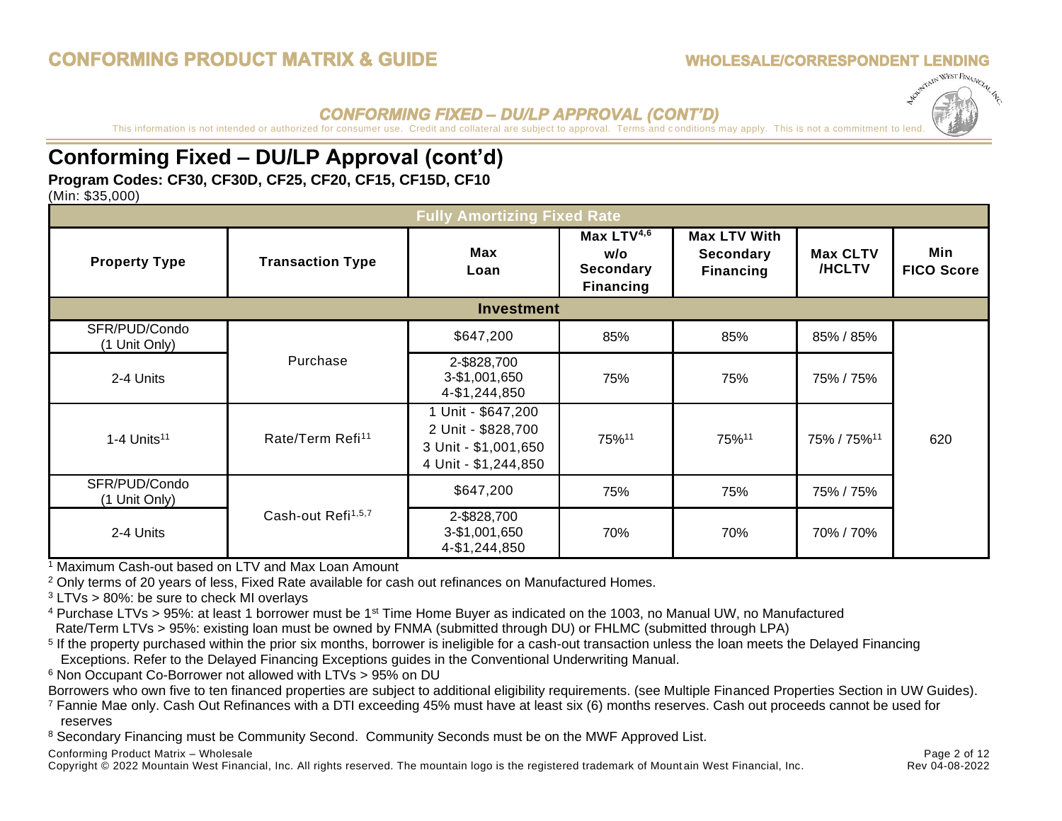# Conforming Fixed – DU/LP Approval (cont'd)

**Program Codes: CF30, CF30D, CF25, CF20, CF15, CF15D, CF10**

(Min: $35,000)

| Fully Amortizing Fixed Rate | | | | | | |
|---|---|---|---|---|---|---|
| **Property Type** | **Transaction Type** | **Max Loan** | **Max LTV[4,6] w/o Secondary Financing** | **Max LTV With Secondary Financing** | **Max CLTV /HCLTV** | **Min FICO Score** |
| **Investment** | | | | | | |
| SFR/PUD/Condo (1 Unit Only) | Purchase | $647,200 | 85% | 85% | 85% / 85% | 620 |
| 2-4 Units | Purchase | 2-$828,700<br>3-$1,001,650<br>4-$1,244,850 | 75% | 75% | 75% / 75% | 620 |
| 1-4 Units[11] | Rate/Term Refi[11] | 1 Unit - $647,200<br>2 Unit - $828,700<br>3 Unit - $1,001,650<br>4 Unit - $1,244,850 | 75%[11] | 75%[11] | 75% / 75%[11] | 620 |
| SFR/PUD/Condo (1 Unit Only) | Cash-out Refi[1,5,7] | $647,200 | 75% | 75% | 75% / 75% | 620 |
| 2-4 Units | Cash-out Refi[1,5,7] | 2-$828,700<br>3-$1,001,650<br>4-$1,244,850 | 70% | 70% | 70% / 70% | 620 |

[1] Maximum Cash-out based on LTV and Max Loan Amount

[2] Only terms of 20 years of less, Fixed Rate available for cash out refinances on Manufactured Homes.

[3] LTVs > 80%: be sure to check MI overlays

[4] Purchase LTVs > 95%: at least 1 borrower must be 1st Time Home Buyer as indicated on the 1003, no Manual UW, no Manufactured
Rate/Term LTVs > 95%: existing loan must be owned by FNMA (submitted through DU) or FHLMC (submitted through LPA)

[5] If the property purchased within the prior six months, borrower is ineligible for a cash-out transaction unless the loan meets the Delayed Financing Exceptions. Refer to the Delayed Financing Exceptions guides in the Conventional Underwriting Manual.

[6] Non Occupant Co-Borrower not allowed with LTVs > 95% on DU

Borrowers who own five to ten financed properties are subject to additional eligibility requirements. (see Multiple Financed Properties Section in UW Guides).

[7] Fannie Mae only. Cash Out Refinances with a DTI exceeding 45% must have at least six (6) months reserves. Cash out proceeds cannot be used for reserves

[8] Secondary Financing must be Community Second. Community Seconds must be on the MWF Approved List.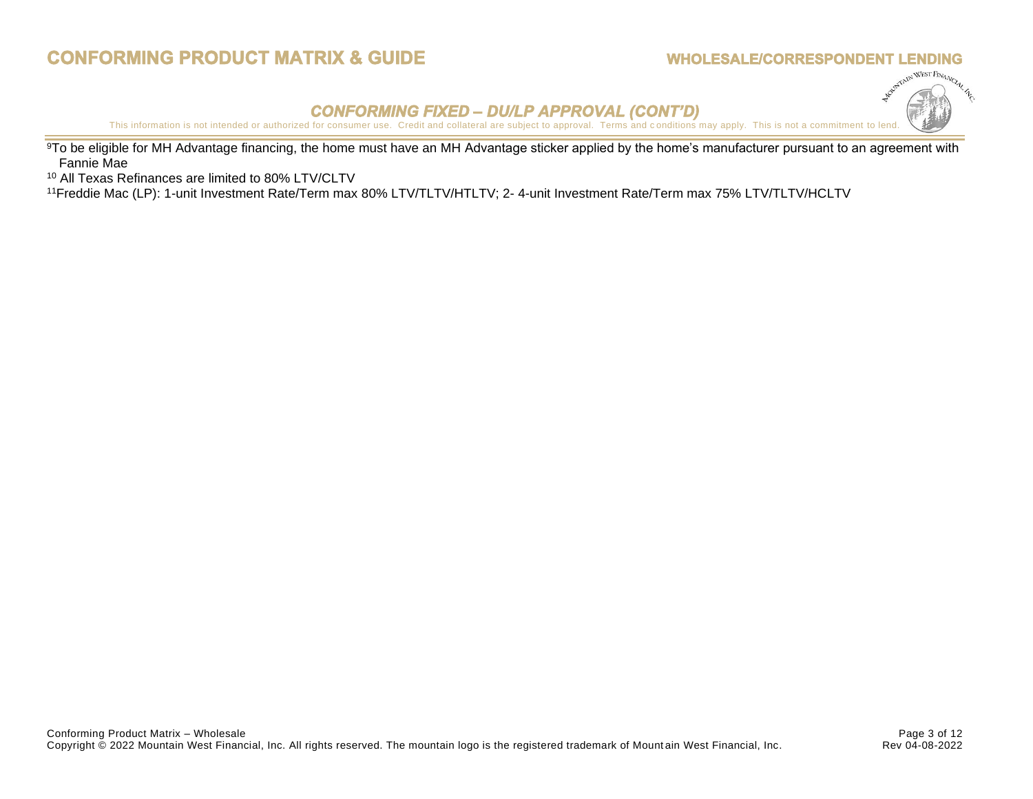## CONFORMING FIXED – DU/LP APPROVAL (CONT'D)

This information is not intended or authorized for consumer use. Credit and collateral are subject to approval. Terms and conditions may apply. This is not a commitment to lend.

[9]To be eligible for MH Advantage financing, the home must have an MH Advantage sticker applied by the home's manufacturer pursuant to an agreement with Fannie Mae

[10] All Texas Refinances are limited to 80% LTV/CLTV

[11]Freddie Mac (LP): 1-unit Investment Rate/Term max 80% LTV/TLTV/HTLTV; 2- 4-unit Investment Rate/Term max 75% LTV/TLTV/HCLTV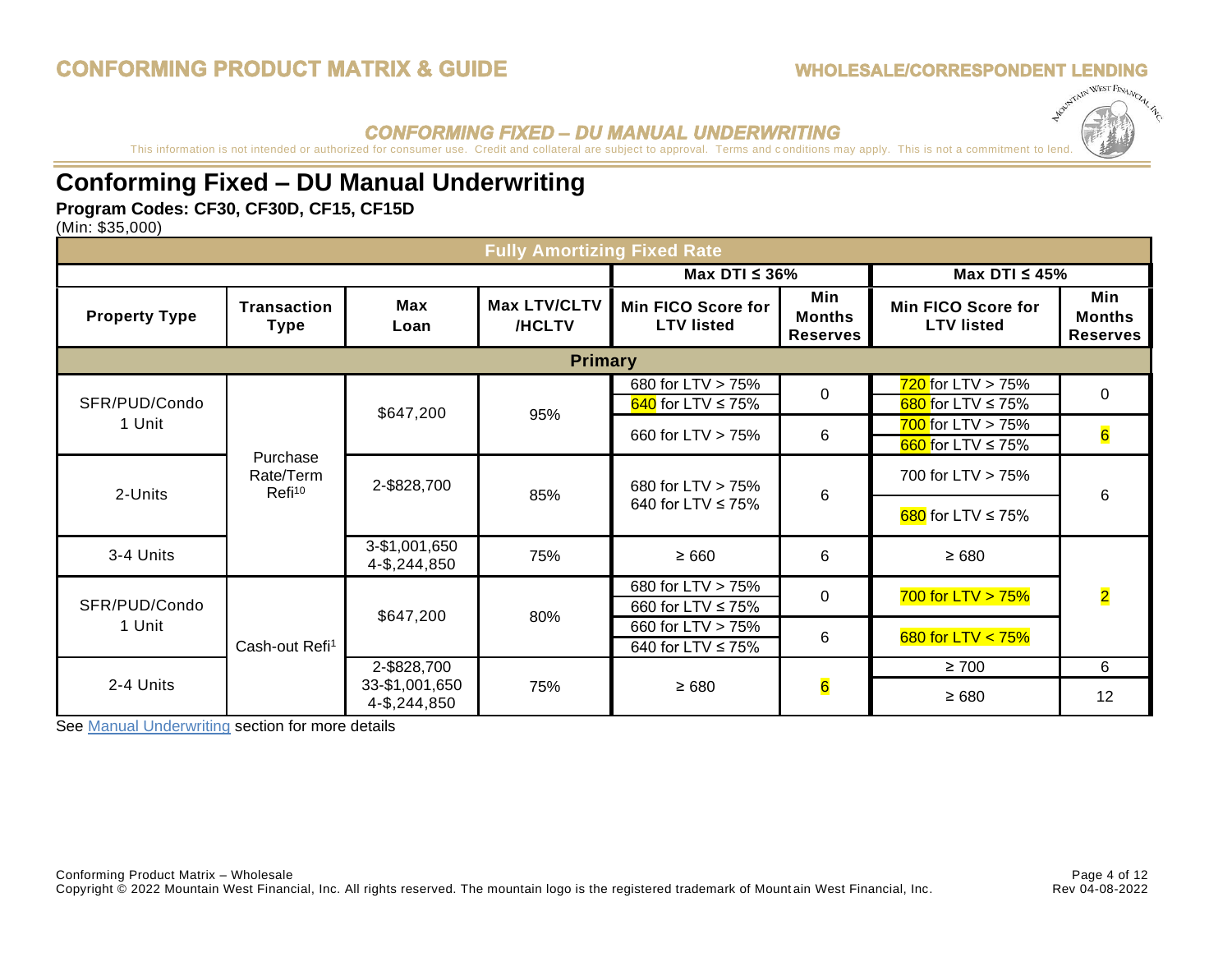# Conforming Fixed – DU Manual Underwriting

**Program Codes: CF30, CF30D, CF15, CF15D**

(Min: $35,000)

| Fully Amortizing Fixed Rate | | | | | | | |
|---|---|---|---|---|---|---|---|
| | | | | Max DTI ≤ 36% | | Max DTI ≤ 45% | |
| **Property Type** | **Transaction Type** | **Max Loan** | **Max LTV/CLTV /HCLTV** | **Min FICO Score for LTV listed** | **Min Months Reserves** | **Min FICO Score for LTV listed** | **Min Months Reserves** |
| **Primary** | | | | | | | |
| SFR/PUD/Condo 1 Unit | Purchase Rate/Term Refi[10] | $647,200 | 95% | 680 for LTV > 75%<br>640 for LTV ≤ 75% | 0 | 720 for LTV > 75%<br>680 for LTV ≤ 75% | 0 |
| | | | | 660 for LTV > 75% | 6 | 700 for LTV > 75%<br>660 for LTV ≤ 75% | 6 |
| 2-Units | | 2-$828,700 | 85% | 680 for LTV > 75%<br>640 for LTV ≤ 75% | 6 | 700 for LTV > 75%<br>680 for LTV ≤ 75% | 6 |
| 3-4 Units | | 3-$1,001,650<br>4-$,244,850 | 75% | ≥ 660 | 6 | ≥ 680 | 2 |
| SFR/PUD/Condo 1 Unit | Cash-out Refi[1] | $647,200 | 80% | 680 for LTV > 75%<br>660 for LTV ≤ 75% | 0 | 700 for LTV > 75% | |
| | | | | 660 for LTV > 75%<br>640 for LTV ≤ 75% | 6 | 680 for LTV < 75% | |
| 2-4 Units | | 2-$828,700<br>33-$1,001,650<br>4-$,244,850 | 75% | ≥ 680 | 6 | ≥ 700 | 6 |
| | | | | | | ≥ 680 | 12 |

See Manual Underwriting section for more details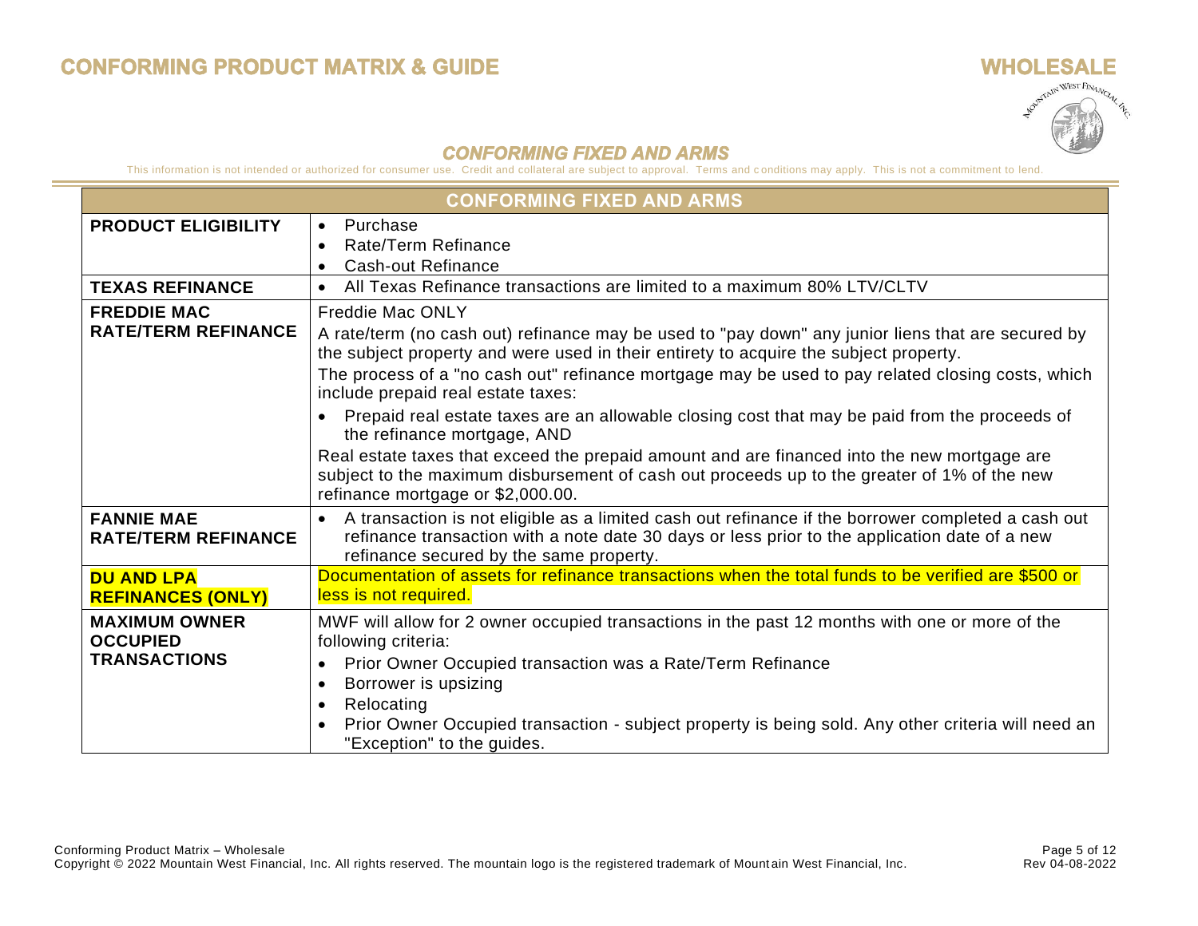## CONFORMING FIXED AND ARMS

This information is not intended or authorized for consumer use. Credit and collateral are subject to approval. Terms and conditions may apply. This is not a commitment to lend.

| CONFORMING FIXED AND ARMS | |
|---|---|
| **PRODUCT ELIGIBILITY** | • Purchase<br>• Rate/Term Refinance<br>• Cash-out Refinance |
| **TEXAS REFINANCE** | • All Texas Refinance transactions are limited to a maximum 80% LTV/CLTV |
| **FREDDIE MAC RATE/TERM REFINANCE** | Freddie Mac ONLY<br>A rate/term (no cash out) refinance may be used to "pay down" any junior liens that are secured by the subject property and were used in their entirety to acquire the subject property.<br>The process of a "no cash out" refinance mortgage may be used to pay related closing costs, which include prepaid real estate taxes:<br>• Prepaid real estate taxes are an allowable closing cost that may be paid from the proceeds of the refinance mortgage, AND<br>Real estate taxes that exceed the prepaid amount and are financed into the new mortgage are subject to the maximum disbursement of cash out proceeds up to the greater of 1% of the new refinance mortgage or $2,000.00. |
| **FANNIE MAE RATE/TERM REFINANCE** | • A transaction is not eligible as a limited cash out refinance if the borrower completed a cash out refinance transaction with a note date 30 days or less prior to the application date of a new refinance secured by the same property. |
| **DU AND LPA REFINANCES (ONLY)** | Documentation of assets for refinance transactions when the total funds to be verified are $500 or less is not required. |
| **MAXIMUM OWNER OCCUPIED TRANSACTIONS** | MWF will allow for 2 owner occupied transactions in the past 12 months with one or more of the following criteria:<br>• Prior Owner Occupied transaction was a Rate/Term Refinance<br>• Borrower is upsizing<br>• Relocating<br>• Prior Owner Occupied transaction - subject property is being sold. Any other criteria will need an "Exception" to the guides. |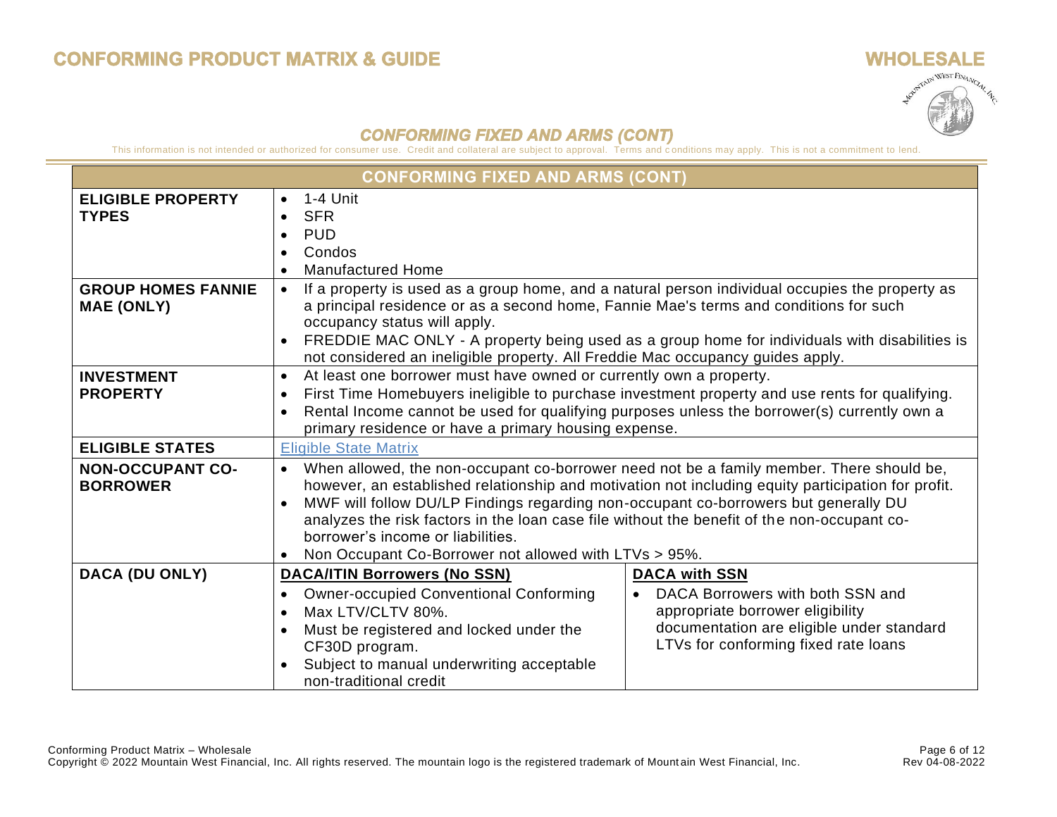## CONFORMING FIXED AND ARMS (CONT)

This information is not intended or authorized for consumer use. Credit and collateral are subject to approval. Terms and conditions may apply. This is not a commitment to lend.

| CONFORMING FIXED AND ARMS (CONT) | | |
|---|---|---|
| **ELIGIBLE PROPERTY TYPES** | • 1-4 Unit<br>• SFR<br>• PUD<br>• Condos<br>• Manufactured Home | |
| **GROUP HOMES FANNIE MAE (ONLY)** | • If a property is used as a group home, and a natural person individual occupies the property as a principal residence or as a second home, Fannie Mae's terms and conditions for such occupancy status will apply.<br>• FREDDIE MAC ONLY - A property being used as a group home for individuals with disabilities is not considered an ineligible property. All Freddie Mac occupancy guides apply. | |
| **INVESTMENT PROPERTY** | • At least one borrower must have owned or currently own a property.<br>• First Time Homebuyers ineligible to purchase investment property and use rents for qualifying.<br>• Rental Income cannot be used for qualifying purposes unless the borrower(s) currently own a primary residence or have a primary housing expense. | |
| **ELIGIBLE STATES** | Eligible State Matrix | |
| **NON-OCCUPANT CO-BORROWER** | • When allowed, the non-occupant co-borrower need not be a family member. There should be, however, an established relationship and motivation not including equity participation for profit.<br>• MWF will follow DU/LP Findings regarding non-occupant co-borrowers but generally DU analyzes the risk factors in the loan case file without the benefit of the non-occupant co-borrower's income or liabilities.<br>• Non Occupant Co-Borrower not allowed with LTVs > 95%. | |
| **DACA (DU ONLY)** | **DACA/ITIN Borrowers (No SSN)**<br>• Owner-occupied Conventional Conforming<br>• Max LTV/CLTV 80%.<br>• Must be registered and locked under the CF30D program.<br>• Subject to manual underwriting acceptable non-traditional credit | **DACA with SSN**<br>• DACA Borrowers with both SSN and appropriate borrower eligibility documentation are eligible under standard LTVs for conforming fixed rate loans |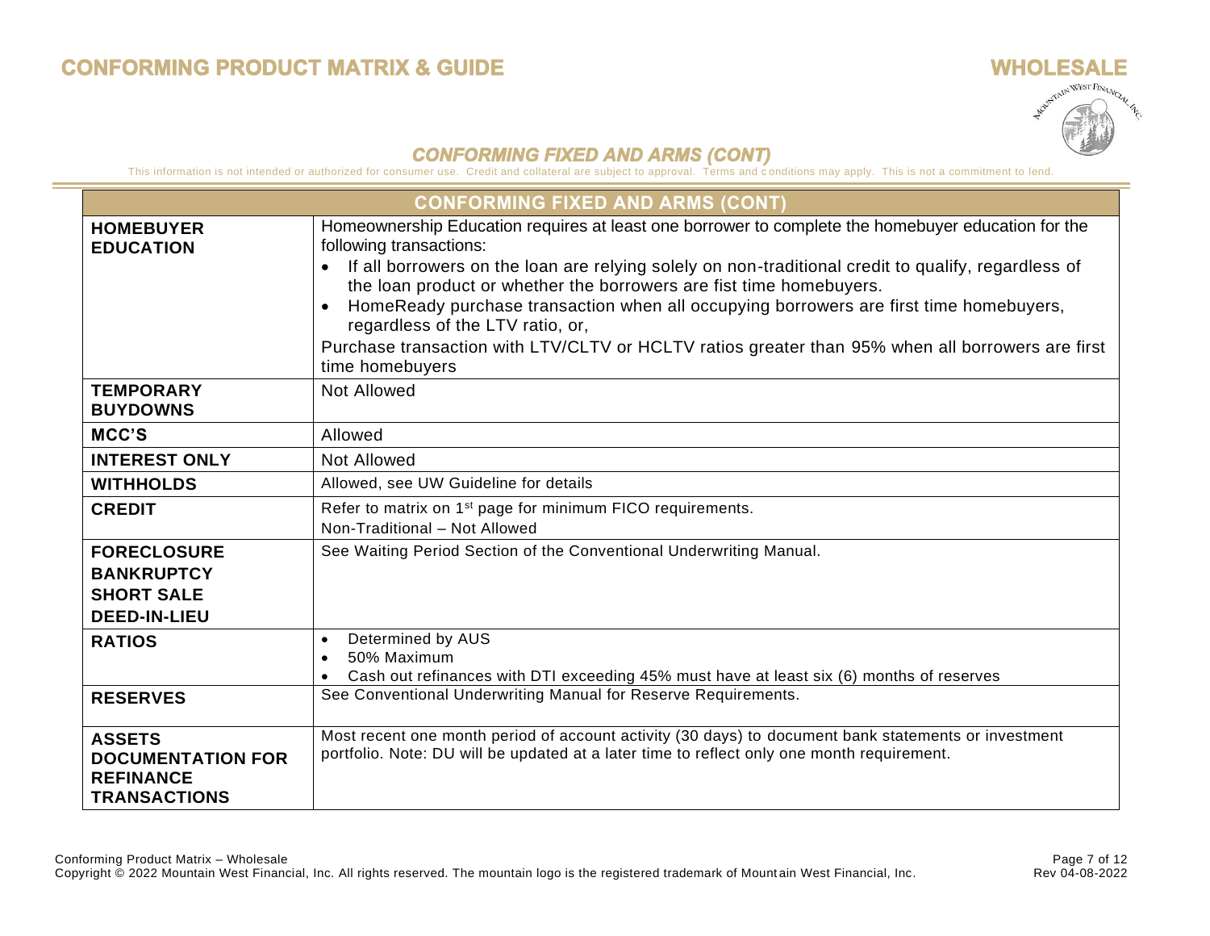## CONFORMING FIXED AND ARMS (CONT)

This information is not intended or authorized for consumer use. Credit and collateral are subject to approval. Terms and conditions may apply. This is not a commitment to lend.

| CONFORMING FIXED AND ARMS (CONT) | |
|---|---|
| **HOMEBUYER EDUCATION** | Homeownership Education requires at least one borrower to complete the homebuyer education for the following transactions:<br>• If all borrowers on the loan are relying solely on non-traditional credit to qualify, regardless of the loan product or whether the borrowers are fist time homebuyers.<br>• HomeReady purchase transaction when all occupying borrowers are first time homebuyers, regardless of the LTV ratio, or,<br>Purchase transaction with LTV/CLTV or HCLTV ratios greater than 95% when all borrowers are first time homebuyers |
| **TEMPORARY BUYDOWNS** | Not Allowed |
| **MCC'S** | Allowed |
| **INTEREST ONLY** | Not Allowed |
| **WITHHOLDS** | Allowed, see UW Guideline for details |
| **CREDIT** | Refer to matrix on 1st page for minimum FICO requirements.<br>Non-Traditional – Not Allowed |
| **FORECLOSURE<br>BANKRUPTCY<br>SHORT SALE<br>DEED-IN-LIEU** | See Waiting Period Section of the Conventional Underwriting Manual. |
| **RATIOS** | • Determined by AUS<br>• 50% Maximum<br>• Cash out refinances with DTI exceeding 45% must have at least six (6) months of reserves |
| **RESERVES** | See Conventional Underwriting Manual for Reserve Requirements. |
| **ASSETS DOCUMENTATION FOR REFINANCE TRANSACTIONS** | Most recent one month period of account activity (30 days) to document bank statements or investment portfolio. Note: DU will be updated at a later time to reflect only one month requirement. |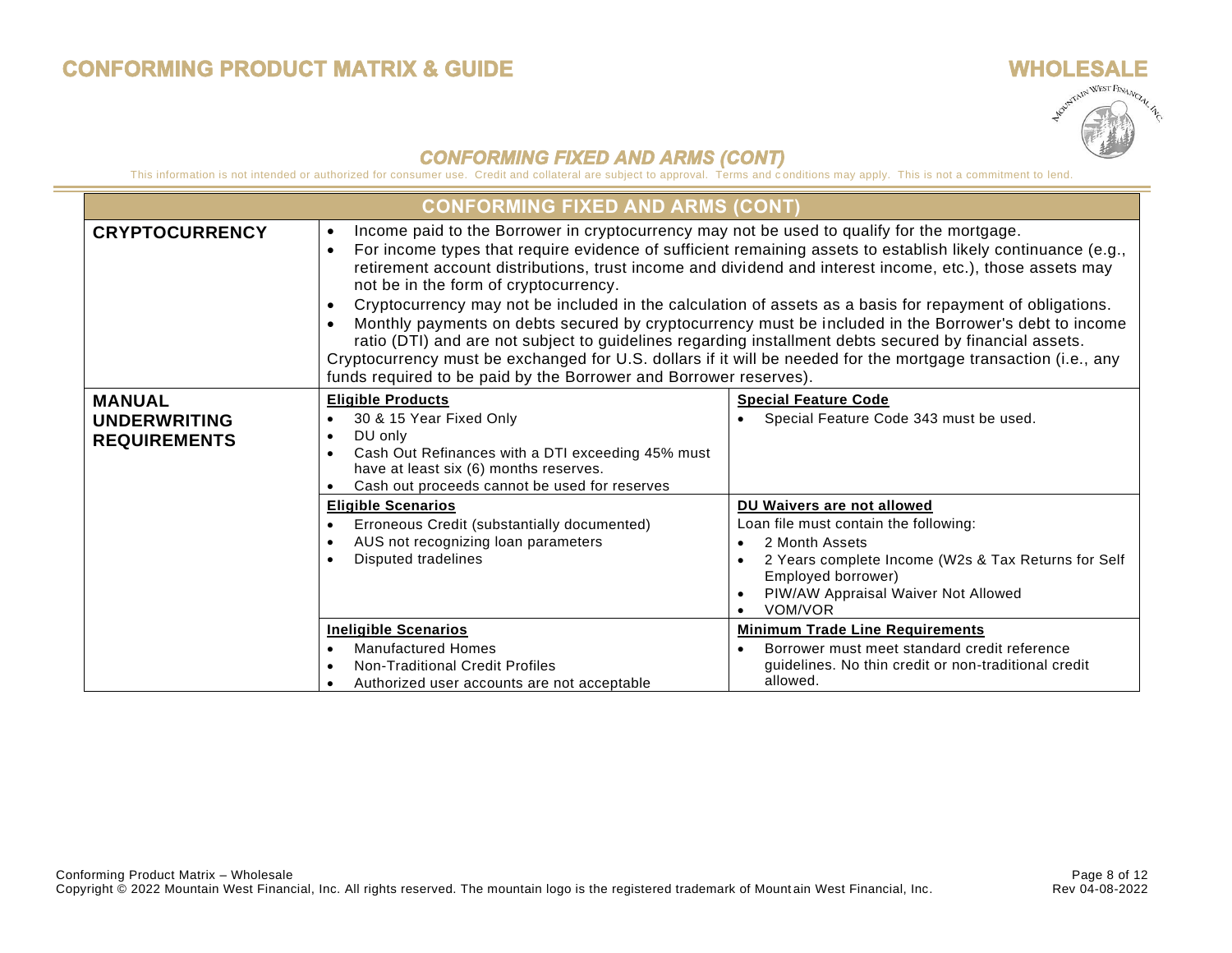# CONFORMING PRODUCT MATRIX & GUIDE

## WHOLESALE

### CONFORMING FIXED AND ARMS (CONT)

This information is not intended or authorized for consumer use. Credit and collateral are subject to approval. Terms and conditions may apply. This is not a commitment to lend.

| CONFORMING FIXED AND ARMS (CONT) | | |
|---|---|---|
| **CRYPTOCURRENCY** | • Income paid to the Borrower in cryptocurrency may not be used to qualify for the mortgage.<br>• For income types that require evidence of sufficient remaining assets to establish likely continuance (e.g., retirement account distributions, trust income and dividend and interest income, etc.), those assets may not be in the form of cryptocurrency.<br>• Cryptocurrency may not be included in the calculation of assets as a basis for repayment of obligations.<br>• Monthly payments on debts secured by cryptocurrency must be included in the Borrower's debt to income ratio (DTI) and are not subject to guidelines regarding installment debts secured by financial assets.<br>Cryptocurrency must be exchanged for U.S. dollars if it will be needed for the mortgage transaction (i.e., any funds required to be paid by the Borrower and Borrower reserves). | |
| **MANUAL UNDERWRITING REQUIREMENTS** | **<u>Eligible Products</u>**<br>• 30 & 15 Year Fixed Only<br>• DU only<br>• Cash Out Refinances with a DTI exceeding 45% must have at least six (6) months reserves.<br>• Cash out proceeds cannot be used for reserves | **<u>Special Feature Code</u>**<br>• Special Feature Code 343 must be used. |
| | **<u>Eligible Scenarios</u>**<br>• Erroneous Credit (substantially documented)<br>• AUS not recognizing loan parameters<br>• Disputed tradelines | **<u>DU Waivers are not allowed</u>**<br>Loan file must contain the following:<br>• 2 Month Assets<br>• 2 Years complete Income (W2s & Tax Returns for Self Employed borrower)<br>• PIW/AW Appraisal Waiver Not Allowed<br>• VOM/VOR |
| | **<u>Ineligible Scenarios</u>**<br>• Manufactured Homes<br>• Non-Traditional Credit Profiles<br>• Authorized user accounts are not acceptable | **<u>Minimum Trade Line Requirements</u>**<br>• Borrower must meet standard credit reference guidelines. No thin credit or non-traditional credit allowed. |

Conforming Product Matrix – Wholesale
Copyright © 2022 Mountain West Financial, Inc. All rights reserved. The mountain logo is the registered trademark of Mountain West Financial, Inc.
Rev 04-08-2022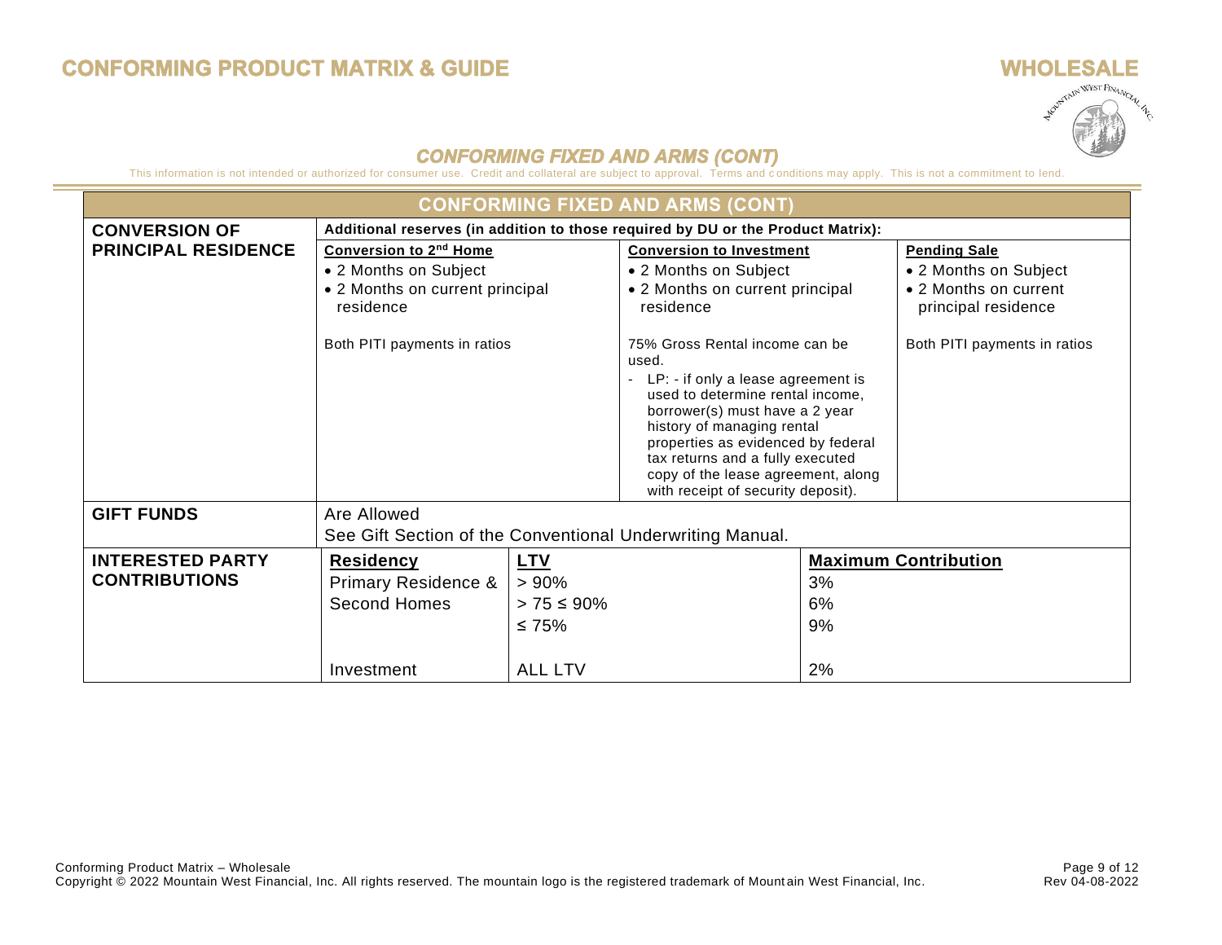## CONFORMING FIXED AND ARMS (CONT)

This information is not intended or authorized for consumer use. Credit and collateral are subject to approval. Terms and conditions may apply. This is not a commitment to lend.

| CONFORMING FIXED AND ARMS (CONT) | | | |
|---|---|---|---|
| **CONVERSION OF PRINCIPAL RESIDENCE** | **Additional reserves (in addition to those required by DU or the Product Matrix):** | | |
| | **Conversion to 2nd Home**<br>• 2 Months on Subject<br>• 2 Months on current principal residence<br><br>Both PITI payments in ratios | **Conversion to Investment**<br>• 2 Months on Subject<br>• 2 Months on current principal residence<br><br>75% Gross Rental income can be used.<br>- LP: - if only a lease agreement is used to determine rental income, borrower(s) must have a 2 year history of managing rental properties as evidenced by federal tax returns and a fully executed copy of the lease agreement, along with receipt of security deposit). | **Pending Sale**<br>• 2 Months on Subject<br>• 2 Months on current principal residence<br><br>Both PITI payments in ratios |
| **GIFT FUNDS** | Are Allowed<br>See Gift Section of the Conventional Underwriting Manual. | | |

| **INTERESTED PARTY CONTRIBUTIONS** | **Residency** | **LTV** | **Maximum Contribution** |
|---|---|---|---|
| | Primary Residence & Second Homes | > 90% | 3% |
| | | > 75 ≤ 90% | 6% |
| | | ≤ 75% | 9% |
| | Investment | ALL LTV | 2% |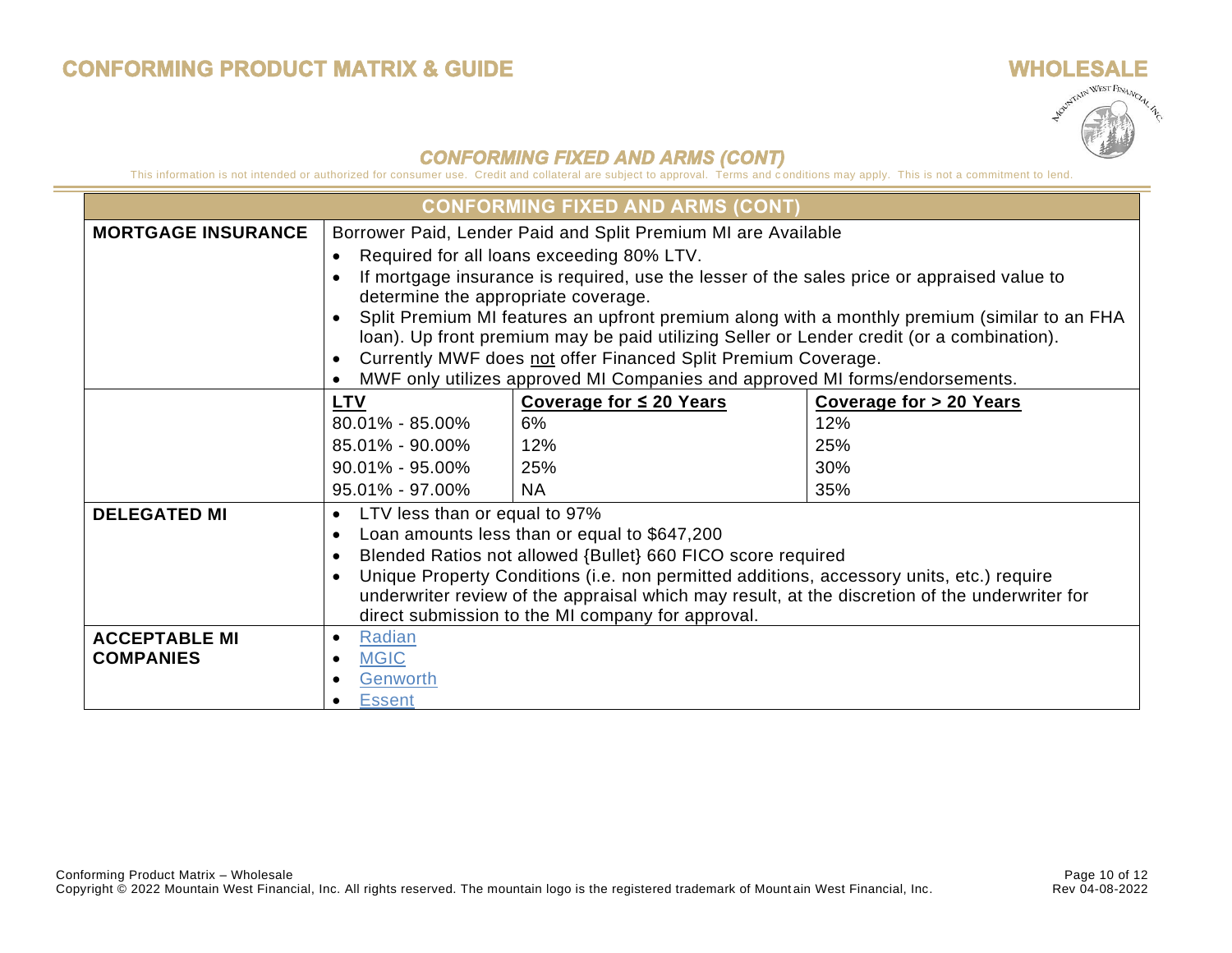## CONFORMING FIXED AND ARMS (CONT)

This information is not intended or authorized for consumer use. Credit and collateral are subject to approval. Terms and conditions may apply. This is not a commitment to lend.

| CONFORMING FIXED AND ARMS (CONT) | | | |
|---|---|---|---|
| **MORTGAGE INSURANCE** | Borrower Paid, Lender Paid and Split Premium MI are Available<br>• Required for all loans exceeding 80% LTV.<br>• If mortgage insurance is required, use the lesser of the sales price or appraised value to determine the appropriate coverage.<br>• Split Premium MI features an upfront premium along with a monthly premium (similar to an FHA loan). Up front premium may be paid utilizing Seller or Lender credit (or a combination).<br>• Currently MWF does not offer Financed Split Premium Coverage.<br>• MWF only utilizes approved MI Companies and approved MI forms/endorsements. | | |
| | **LTV** | **Coverage for ≤ 20 Years** | **Coverage for > 20 Years** |
| | 80.01% - 85.00% | 6% | 12% |
| | 85.01% - 90.00% | 12% | 25% |
| | 90.01% - 95.00% | 25% | 30% |
| | 95.01% - 97.00% | NA | 35% |
| **DELEGATED MI** | • LTV less than or equal to 97%<br>• Loan amounts less than or equal to $647,200<br>• Blended Ratios not allowed {Bullet} 660 FICO score required<br>• Unique Property Conditions (i.e. non permitted additions, accessory units, etc.) require underwriter review of the appraisal which may result, at the discretion of the underwriter for direct submission to the MI company for approval. | | |
| **ACCEPTABLE MI COMPANIES** | • Radian<br>• MGIC<br>• Genworth<br>• Essent | | |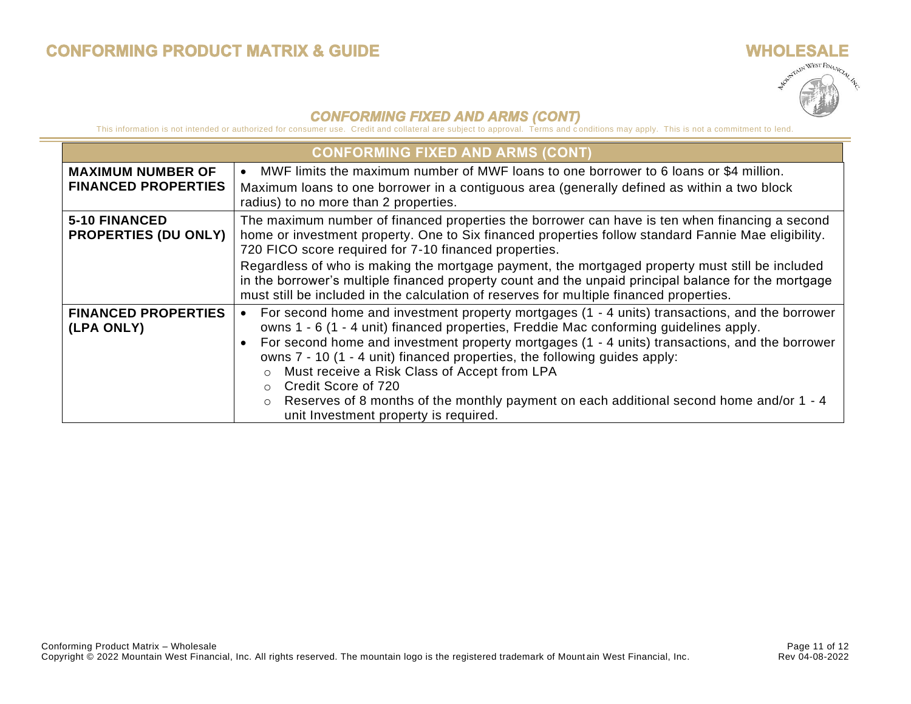## CONFORMING FIXED AND ARMS (CONT)

This information is not intended or authorized for consumer use. Credit and collateral are subject to approval. Terms and conditions may apply. This is not a commitment to lend.

| CONFORMING FIXED AND ARMS (CONT) | |
|---|---|
| **MAXIMUM NUMBER OF FINANCED PROPERTIES** | • MWF limits the maximum number of MWF loans to one borrower to 6 loans or $4 million.<br>Maximum loans to one borrower in a contiguous area (generally defined as within a two block radius) to no more than 2 properties. |
| **5-10 FINANCED PROPERTIES (DU ONLY)** | The maximum number of financed properties the borrower can have is ten when financing a second home or investment property. One to Six financed properties follow standard Fannie Mae eligibility. 720 FICO score required for 7-10 financed properties.<br>Regardless of who is making the mortgage payment, the mortgaged property must still be included in the borrower's multiple financed property count and the unpaid principal balance for the mortgage must still be included in the calculation of reserves for multiple financed properties. |
| **FINANCED PROPERTIES (LPA ONLY)** | • For second home and investment property mortgages (1 - 4 units) transactions, and the borrower owns 1 - 6 (1 - 4 unit) financed properties, Freddie Mac conforming guidelines apply.<br>• For second home and investment property mortgages (1 - 4 units) transactions, and the borrower owns 7 - 10 (1 - 4 unit) financed properties, the following guides apply:<br>&nbsp;&nbsp;○ Must receive a Risk Class of Accept from LPA<br>&nbsp;&nbsp;○ Credit Score of 720<br>&nbsp;&nbsp;○ Reserves of 8 months of the monthly payment on each additional second home and/or 1 - 4 unit Investment property is required. |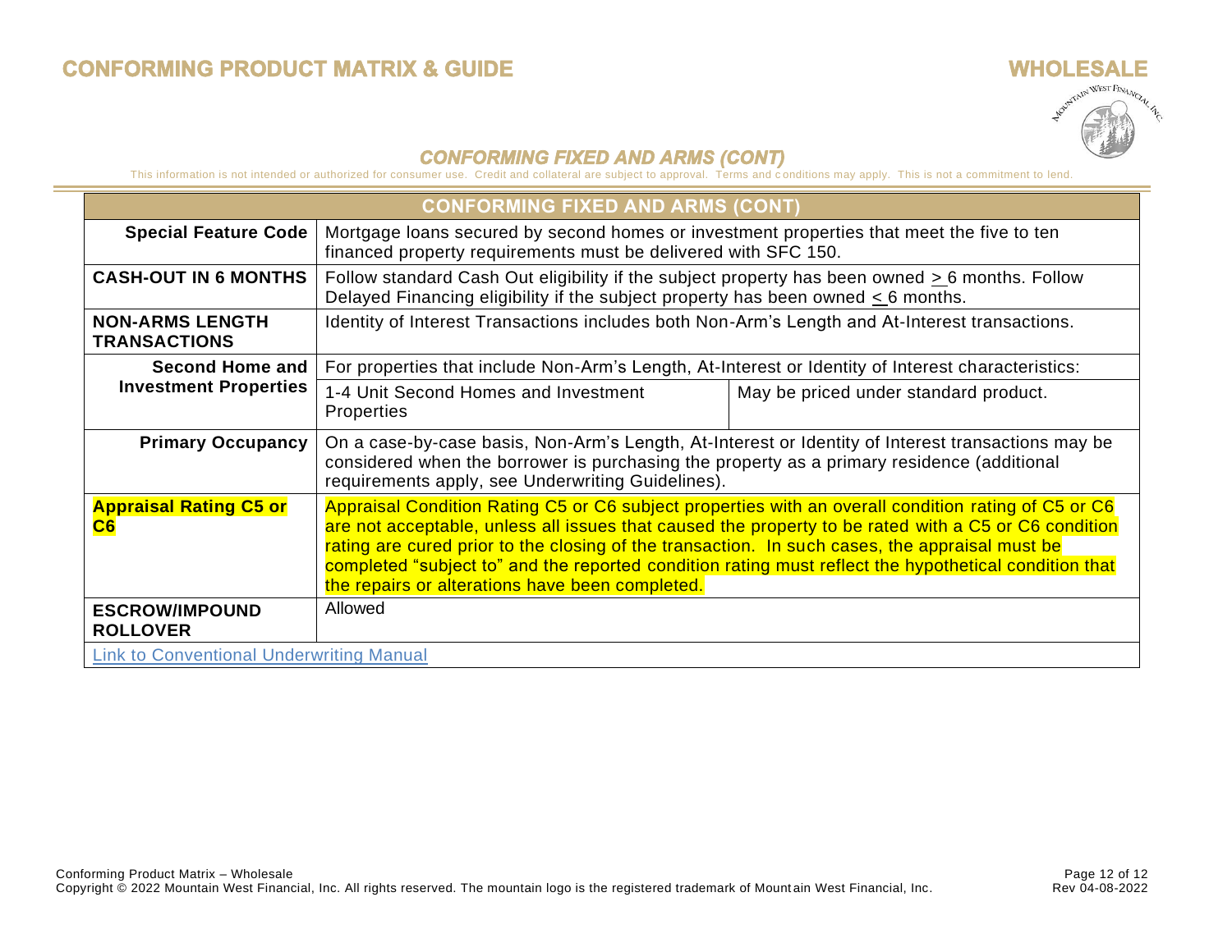## *CONFORMING FIXED AND ARMS (CONT)*

This information is not intended or authorized for consumer use. Credit and collateral are subject to approval. Terms and conditions may apply. This is not a commitment to lend.

| CONFORMING FIXED AND ARMS (CONT) | | |
|---|---|---|
| **Special Feature Code** | Mortgage loans secured by second homes or investment properties that meet the five to ten financed property requirements must be delivered with SFC 150. | |
| **CASH-OUT IN 6 MONTHS** | Follow standard Cash Out eligibility if the subject property has been owned ≥ 6 months. Follow Delayed Financing eligibility if the subject property has been owned ≤ 6 months. | |
| **NON-ARMS LENGTH TRANSACTIONS** | Identity of Interest Transactions includes both Non-Arm's Length and At-Interest transactions. | |
| **Second Home and Investment Properties** | For properties that include Non-Arm's Length, At-Interest or Identity of Interest characteristics: | |
| | 1-4 Unit Second Homes and Investment Properties | May be priced under standard product. |
| **Primary Occupancy** | On a case-by-case basis, Non-Arm's Length, At-Interest or Identity of Interest transactions may be considered when the borrower is purchasing the property as a primary residence (additional requirements apply, see Underwriting Guidelines). | |
| **Appraisal Rating C5 or C6** | Appraisal Condition Rating C5 or C6 subject properties with an overall condition rating of C5 or C6 are not acceptable, unless all issues that caused the property to be rated with a C5 or C6 condition rating are cured prior to the closing of the transaction. In such cases, the appraisal must be completed "subject to" and the reported condition rating must reflect the hypothetical condition that the repairs or alterations have been completed. | |
| **ESCROW/IMPOUND ROLLOVER** | Allowed | |
| Link to Conventional Underwriting Manual | | |